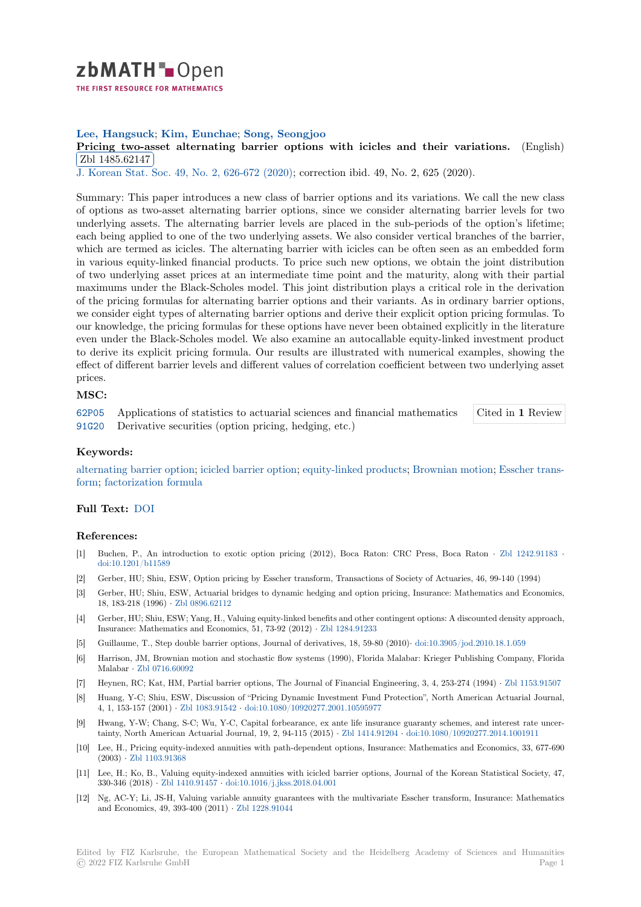**Lee, Hangsuck**; **Kim, Eunchae**; **Song, Seongjoo**

**Pricing two-asset alternating barrier options with icicles and their variations.** (English)

Zbl 1485.62147

J. Korean Stat. Soc. 49, No. 2, 626-672 (2020); correction ibid. 49, No. 2, 625 (2020).

Summary: This paper introduces a new class of barrier options and its variations. We call the new class of options as two-asset alternating barrier options, since we consider alternating barrier levels for two underlying assets. The alternating barrier levels are placed in the sub-periods of the option's lifetime; each being applied to one of the two underlying assets. We also consider vertical branches of the barrier, which are termed as icicles. The alternating barrier with icicles can be often seen as an embedded form in various equity-linked financial products. To price such new options, we obtain the joint distribution of two underlying asset prices at an intermediate time point and the maturity, along with their partial maximums under the Black-Scholes model. This joint distribution plays a critical role in the derivation of the pricing formulas for alternating barrier options and their variants. As in ordinary barrier options, we consider eight types of alternating barrier options and derive their explicit option pricing formulas. To our knowledge, the pricing formulas for these options have never been obtained explicitly in the literature even under the Black-Scholes model. We also examine an autocallable equity-linked investment product to derive its explicit pricing formula. Our results are illustrated with numerical examples, showing the effect of different barrier levels and different values of correlation coefficient between two underlying asset prices.

## MSC:

62P05 Applications of statistics to actuarial sciences and financial mathematics

91G20 Derivative securities (option pricing, hedging, etc.)

Cited in **1** Review

## Keywords:

alternating barrier option; icicled barrier option; equity-linked products; Brownian motion; Esscher transform; factorization formula

## Full Text: DOI

## References:

[1] Buchen, P., An introduction to exotic option pricing (2012), Boca Raton: CRC Press, Boca Raton · Zbl 1242.91183 · doi:10.1201/b11589

[2] Gerber, HU; Shiu, ESW, Option pricing by Esscher transform, Transactions of Society of Actuaries, 46, 99-140 (1994)

[3] Gerber, HU; Shiu, ESW, Actuarial bridges to dynamic hedging and option pricing, Insurance: Mathematics and Economics, 18, 183-218 (1996) · Zbl 0896.62112

[4] Gerber, HU; Shiu, ESW; Yang, H., Valuing equity-linked benefits and other contingent options: A discounted density approach, Insurance: Mathematics and Economics, 51, 73-92 (2012) · Zbl 1284.91233

[5] Guillaume, T., Step double barrier options, Journal of derivatives, 18, 59-80 (2010)· doi:10.3905/jod.2010.18.1.059

[6] Harrison, JM, Brownian motion and stochastic flow systems (1990), Florida Malabar: Krieger Publishing Company, Florida Malabar · Zbl 0716.60092

[7] Heynen, RC; Kat, HM, Partial barrier options, The Journal of Financial Engineering, 3, 4, 253-274 (1994) · Zbl 1153.91507

[8] Huang, Y-C; Shiu, ESW, Discussion of "Pricing Dynamic Investment Fund Protection", North American Actuarial Journal, 4, 1, 153-157 (2001) · Zbl 1083.91542 · doi:10.1080/10920277.2001.10595977

[9] Hwang, Y-W; Chang, S-C; Wu, Y-C, Capital forbearance, ex ante life insurance guaranty schemes, and interest rate uncertainty, North American Actuarial Journal, 19, 2, 94-115 (2015) · Zbl 1414.91204 · doi:10.1080/10920277.2014.1001911

[10] Lee, H., Pricing equity-indexed annuities with path-dependent options, Insurance: Mathematics and Economics, 33, 677-690 (2003) · Zbl 1103.91368

[11] Lee, H.; Ko, B., Valuing equity-indexed annuities with icicled barrier options, Journal of the Korean Statistical Society, 47, 330-346 (2018) · Zbl 1410.91457 · doi:10.1016/j.jkss.2018.04.001

[12] Ng, AC-Y; Li, JS-H, Valuing variable annuity guarantees with the multivariate Esscher transform, Insurance: Mathematics and Economics, 49, 393-400 (2011) · Zbl 1228.91044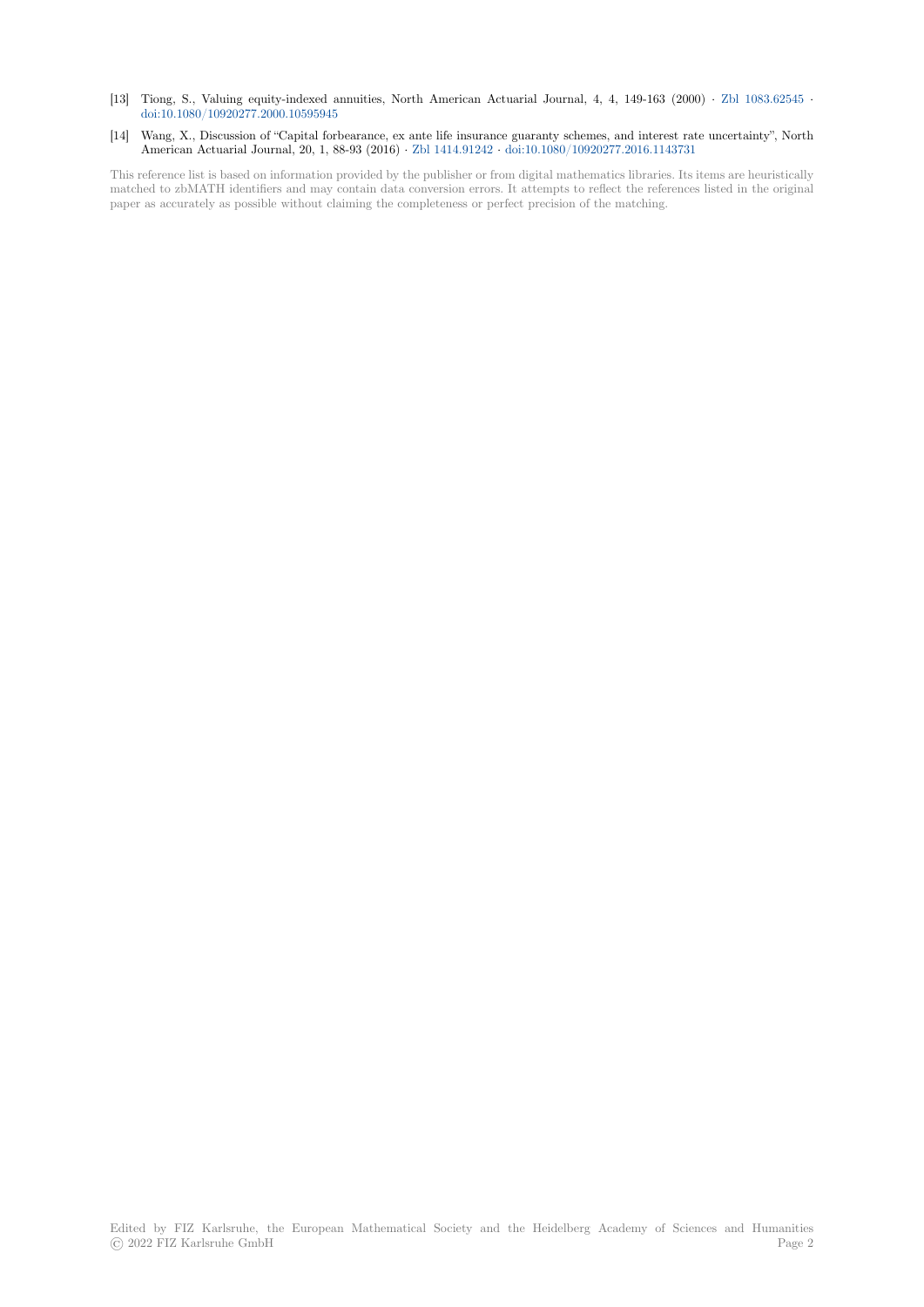[13] Tiong, S., Valuing equity-indexed annuities, North American Actuarial Journal, 4, 4, 149-163 (2000) · Zbl 1083.62545 · doi:10.1080/10920277.2000.10595945

[14] Wang, X., Discussion of "Capital forbearance, ex ante life insurance guaranty schemes, and interest rate uncertainty", North American Actuarial Journal, 20, 1, 88-93 (2016) · Zbl 1414.91242 · doi:10.1080/10920277.2016.1143731

This reference list is based on information provided by the publisher or from digital mathematics libraries. Its items are heuristically matched to zbMATH identifiers and may contain data conversion errors. It attempts to reflect the references listed in the original paper as accurately as possible without claiming the completeness or perfect precision of the matching.